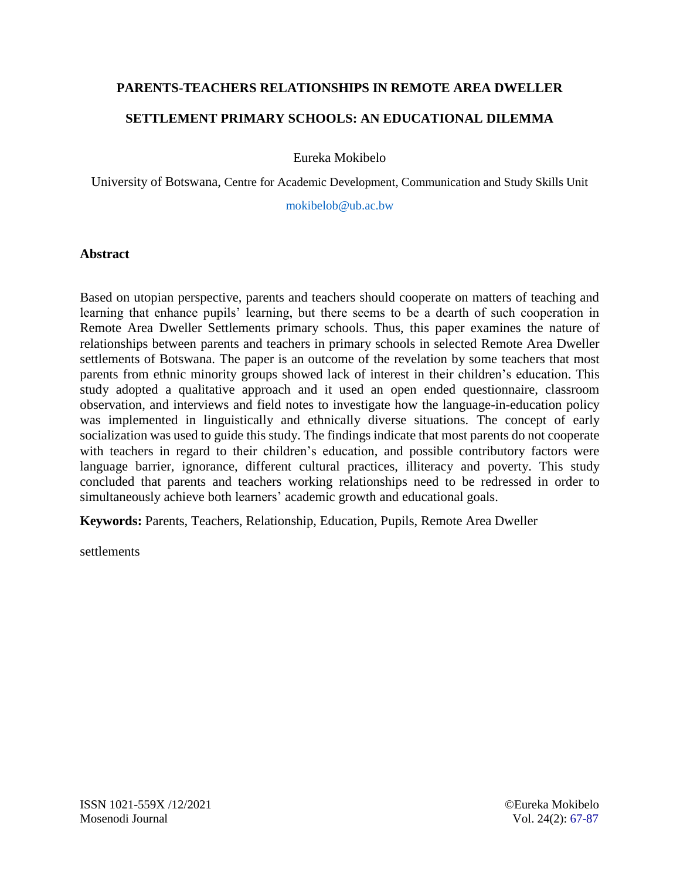# PARENTS-TEACHERS RELATIONSHIPS IN REMOTE AREA DWELLER SETTLEMENT PRIMARY SCHOOLS: AN EDUCATIONAL DILEMMA

Eureka Mokibelo

University of Botswana, Centre for Academic Development, Communication and Study Skills Unit

mokibelob@ub.ac.bw

## Abstract

Based on utopian perspective, parents and teachers should cooperate on matters of teaching and learning that enhance pupils' learning, but there seems to be a dearth of such cooperation in Remote Area Dweller Settlements primary schools. Thus, this paper examines the nature of relationships between parents and teachers in primary schools in selected Remote Area Dweller settlements of Botswana. The paper is an outcome of the revelation by some teachers that most parents from ethnic minority groups showed lack of interest in their children's education. This study adopted a qualitative approach and it used an open ended questionnaire, classroom observation, and interviews and field notes to investigate how the language-in-education policy was implemented in linguistically and ethnically diverse situations. The concept of early socialization was used to guide this study. The findings indicate that most parents do not cooperate with teachers in regard to their children's education, and possible contributory factors were language barrier, ignorance, different cultural practices, illiteracy and poverty. This study concluded that parents and teachers working relationships need to be redressed in order to simultaneously achieve both learners' academic growth and educational goals.

**Keywords:** Parents, Teachers, Relationship, Education, Pupils, Remote Area Dweller settlements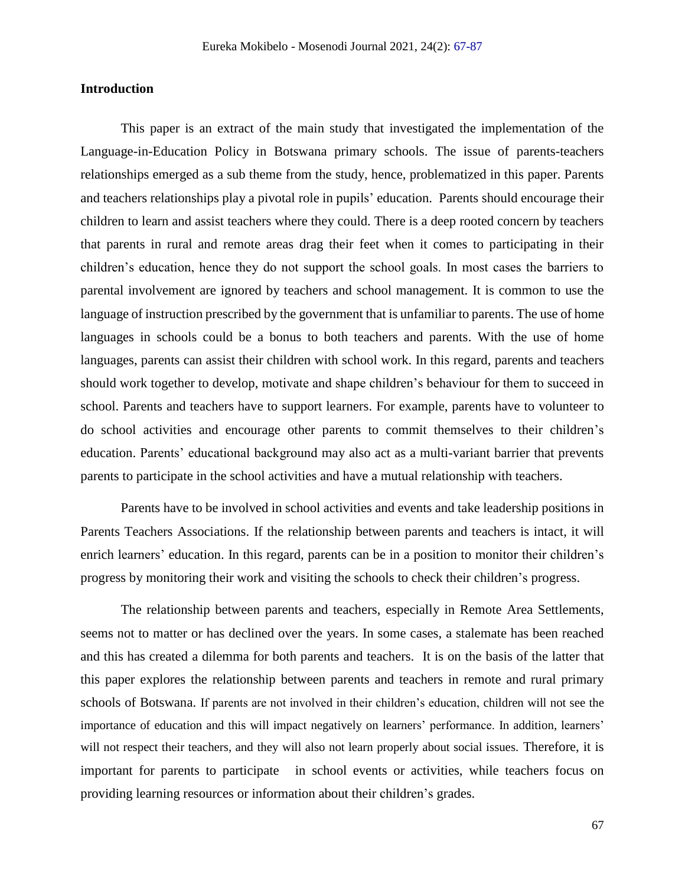## Introduction

This paper is an extract of the main study that investigated the implementation of the Language-in-Education Policy in Botswana primary schools. The issue of parents-teachers relationships emerged as a sub theme from the study, hence, problematized in this paper. Parents and teachers relationships play a pivotal role in pupils' education. Parents should encourage their children to learn and assist teachers where they could. There is a deep rooted concern by teachers that parents in rural and remote areas drag their feet when it comes to participating in their children's education, hence they do not support the school goals. In most cases the barriers to parental involvement are ignored by teachers and school management. It is common to use the language of instruction prescribed by the government that is unfamiliar to parents. The use of home languages in schools could be a bonus to both teachers and parents. With the use of home languages, parents can assist their children with school work. In this regard, parents and teachers should work together to develop, motivate and shape children's behaviour for them to succeed in school. Parents and teachers have to support learners. For example, parents have to volunteer to do school activities and encourage other parents to commit themselves to their children's education. Parents' educational background may also act as a multi-variant barrier that prevents parents to participate in the school activities and have a mutual relationship with teachers.

Parents have to be involved in school activities and events and take leadership positions in Parents Teachers Associations. If the relationship between parents and teachers is intact, it will enrich learners' education. In this regard, parents can be in a position to monitor their children's progress by monitoring their work and visiting the schools to check their children's progress.

The relationship between parents and teachers, especially in Remote Area Settlements, seems not to matter or has declined over the years. In some cases, a stalemate has been reached and this has created a dilemma for both parents and teachers. It is on the basis of the latter that this paper explores the relationship between parents and teachers in remote and rural primary schools of Botswana. If parents are not involved in their children's education, children will not see the importance of education and this will impact negatively on learners' performance. In addition, learners' will not respect their teachers, and they will also not learn properly about social issues. Therefore, it is important for parents to participate in school events or activities, while teachers focus on providing learning resources or information about their children's grades.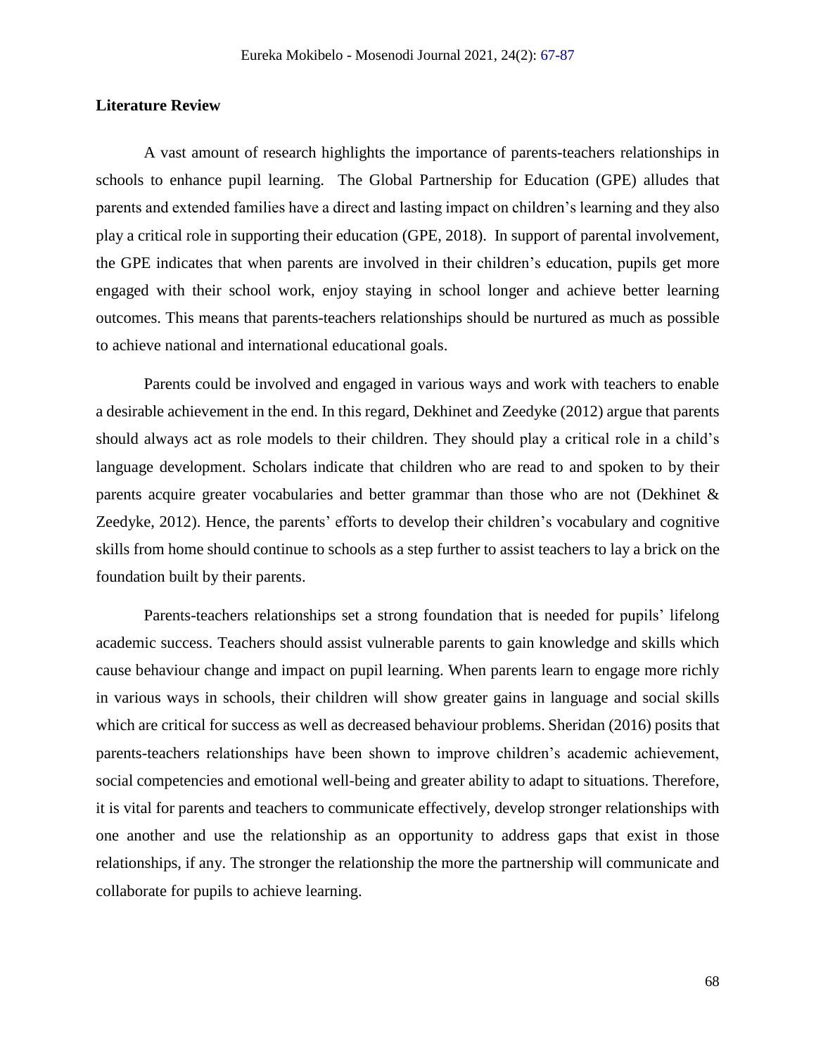## Literature Review

A vast amount of research highlights the importance of parents-teachers relationships in schools to enhance pupil learning. The Global Partnership for Education (GPE) alludes that parents and extended families have a direct and lasting impact on children's learning and they also play a critical role in supporting their education (GPE, 2018). In support of parental involvement, the GPE indicates that when parents are involved in their children's education, pupils get more engaged with their school work, enjoy staying in school longer and achieve better learning outcomes. This means that parents-teachers relationships should be nurtured as much as possible to achieve national and international educational goals.

Parents could be involved and engaged in various ways and work with teachers to enable a desirable achievement in the end. In this regard, Dekhinet and Zeedyke (2012) argue that parents should always act as role models to their children. They should play a critical role in a child's language development. Scholars indicate that children who are read to and spoken to by their parents acquire greater vocabularies and better grammar than those who are not (Dekhinet & Zeedyke, 2012). Hence, the parents' efforts to develop their children's vocabulary and cognitive skills from home should continue to schools as a step further to assist teachers to lay a brick on the foundation built by their parents.

Parents-teachers relationships set a strong foundation that is needed for pupils' lifelong academic success. Teachers should assist vulnerable parents to gain knowledge and skills which cause behaviour change and impact on pupil learning. When parents learn to engage more richly in various ways in schools, their children will show greater gains in language and social skills which are critical for success as well as decreased behaviour problems. Sheridan (2016) posits that parents-teachers relationships have been shown to improve children's academic achievement, social competencies and emotional well-being and greater ability to adapt to situations. Therefore, it is vital for parents and teachers to communicate effectively, develop stronger relationships with one another and use the relationship as an opportunity to address gaps that exist in those relationships, if any. The stronger the relationship the more the partnership will communicate and collaborate for pupils to achieve learning.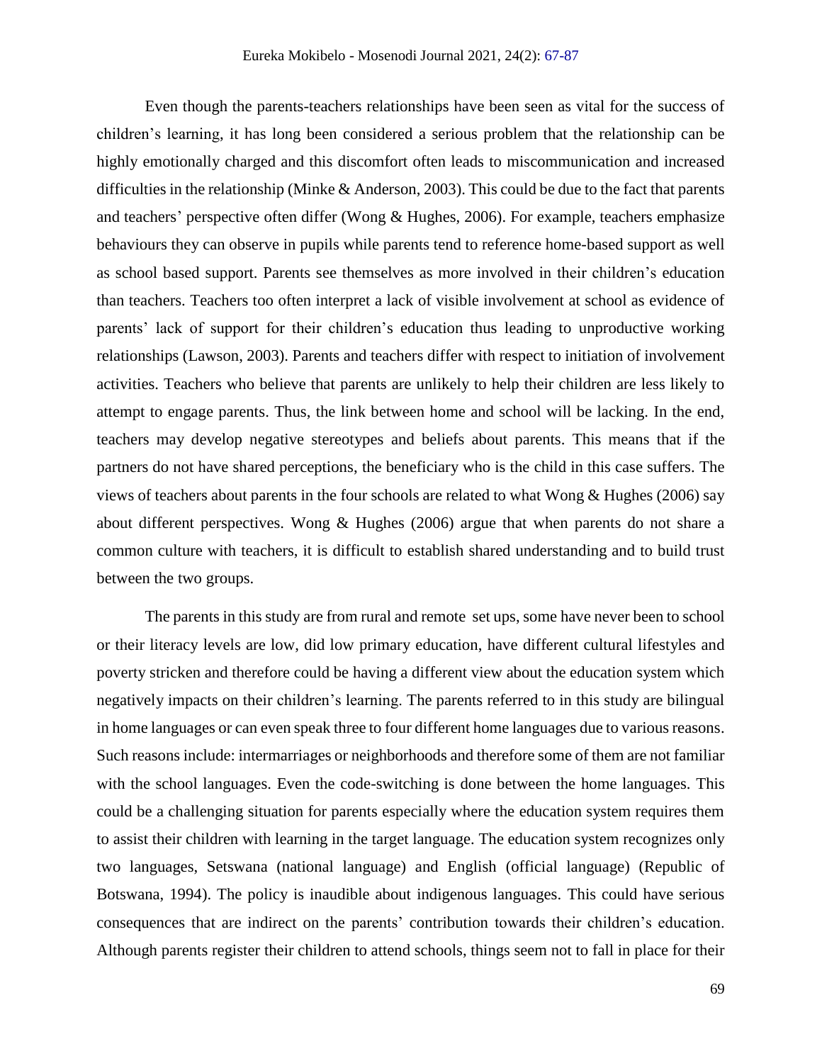Even though the parents-teachers relationships have been seen as vital for the success of children's learning, it has long been considered a serious problem that the relationship can be highly emotionally charged and this discomfort often leads to miscommunication and increased difficulties in the relationship (Minke & Anderson, 2003). This could be due to the fact that parents and teachers' perspective often differ (Wong & Hughes, 2006). For example, teachers emphasize behaviours they can observe in pupils while parents tend to reference home-based support as well as school based support. Parents see themselves as more involved in their children's education than teachers. Teachers too often interpret a lack of visible involvement at school as evidence of parents' lack of support for their children's education thus leading to unproductive working relationships (Lawson, 2003). Parents and teachers differ with respect to initiation of involvement activities. Teachers who believe that parents are unlikely to help their children are less likely to attempt to engage parents. Thus, the link between home and school will be lacking. In the end, teachers may develop negative stereotypes and beliefs about parents. This means that if the partners do not have shared perceptions, the beneficiary who is the child in this case suffers. The views of teachers about parents in the four schools are related to what Wong & Hughes (2006) say about different perspectives. Wong & Hughes (2006) argue that when parents do not share a common culture with teachers, it is difficult to establish shared understanding and to build trust between the two groups.

The parents in this study are from rural and remote set ups, some have never been to school or their literacy levels are low, did low primary education, have different cultural lifestyles and poverty stricken and therefore could be having a different view about the education system which negatively impacts on their children's learning. The parents referred to in this study are bilingual in home languages or can even speak three to four different home languages due to various reasons. Such reasons include: intermarriages or neighborhoods and therefore some of them are not familiar with the school languages. Even the code-switching is done between the home languages. This could be a challenging situation for parents especially where the education system requires them to assist their children with learning in the target language. The education system recognizes only two languages, Setswana (national language) and English (official language) (Republic of Botswana, 1994). The policy is inaudible about indigenous languages. This could have serious consequences that are indirect on the parents' contribution towards their children's education. Although parents register their children to attend schools, things seem not to fall in place for their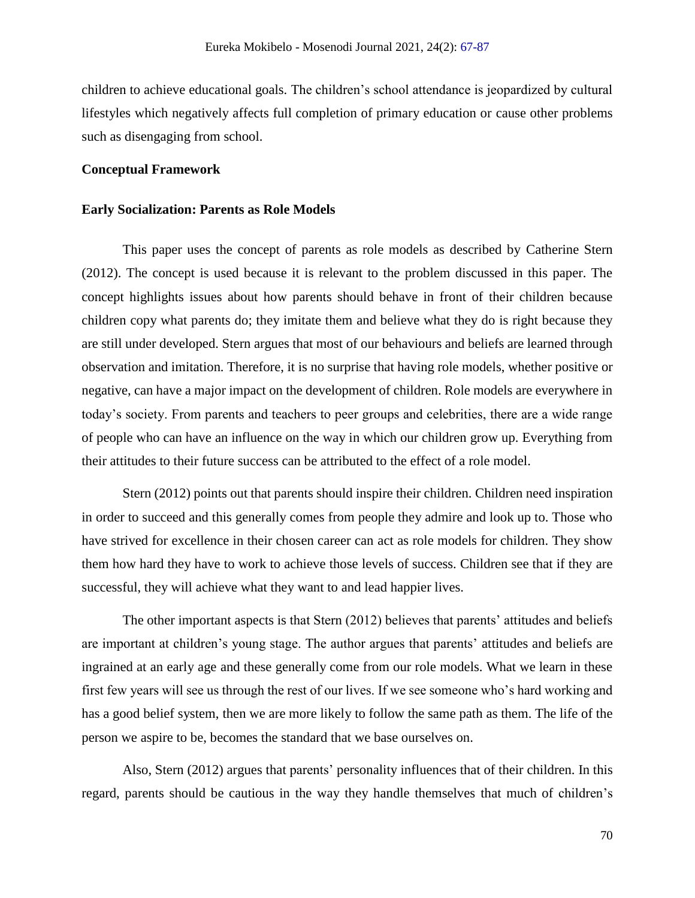children to achieve educational goals. The children's school attendance is jeopardized by cultural lifestyles which negatively affects full completion of primary education or cause other problems such as disengaging from school.

## Conceptual Framework

### Early Socialization: Parents as Role Models

This paper uses the concept of parents as role models as described by Catherine Stern (2012). The concept is used because it is relevant to the problem discussed in this paper. The concept highlights issues about how parents should behave in front of their children because children copy what parents do; they imitate them and believe what they do is right because they are still under developed. Stern argues that most of our behaviours and beliefs are learned through observation and imitation. Therefore, it is no surprise that having role models, whether positive or negative, can have a major impact on the development of children. Role models are everywhere in today's society. From parents and teachers to peer groups and celebrities, there are a wide range of people who can have an influence on the way in which our children grow up. Everything from their attitudes to their future success can be attributed to the effect of a role model.

Stern (2012) points out that parents should inspire their children. Children need inspiration in order to succeed and this generally comes from people they admire and look up to. Those who have strived for excellence in their chosen career can act as role models for children. They show them how hard they have to work to achieve those levels of success. Children see that if they are successful, they will achieve what they want to and lead happier lives.

The other important aspects is that Stern (2012) believes that parents' attitudes and beliefs are important at children's young stage. The author argues that parents' attitudes and beliefs are ingrained at an early age and these generally come from our role models. What we learn in these first few years will see us through the rest of our lives. If we see someone who's hard working and has a good belief system, then we are more likely to follow the same path as them. The life of the person we aspire to be, becomes the standard that we base ourselves on.

Also, Stern (2012) argues that parents' personality influences that of their children. In this regard, parents should be cautious in the way they handle themselves that much of children's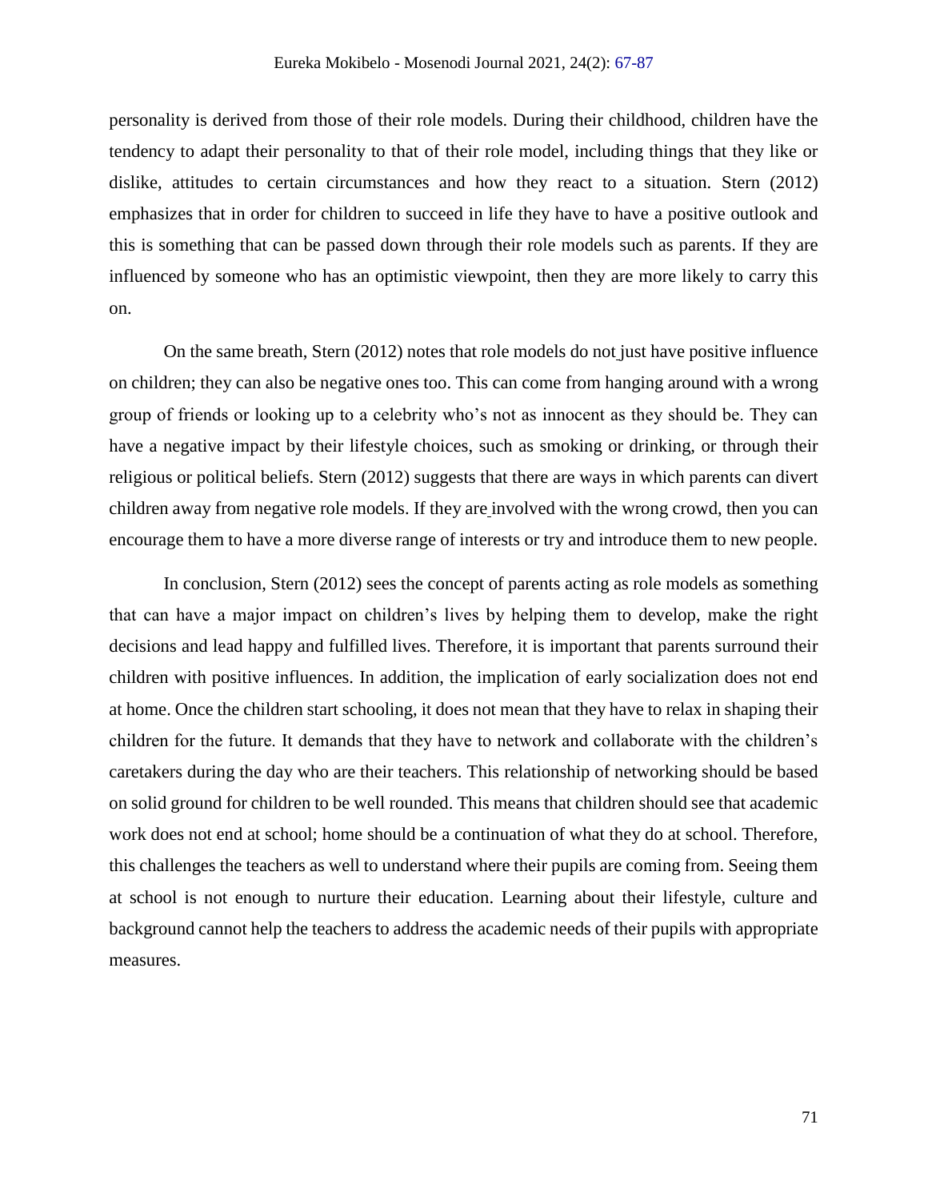personality is derived from those of their role models. During their childhood, children have the tendency to adapt their personality to that of their role model, including things that they like or dislike, attitudes to certain circumstances and how they react to a situation. Stern (2012) emphasizes that in order for children to succeed in life they have to have a positive outlook and this is something that can be passed down through their role models such as parents. If they are influenced by someone who has an optimistic viewpoint, then they are more likely to carry this on.

On the same breath, Stern (2012) notes that role models do not just have positive influence on children; they can also be negative ones too. This can come from hanging around with a wrong group of friends or looking up to a celebrity who's not as innocent as they should be. They can have a negative impact by their lifestyle choices, such as smoking or drinking, or through their religious or political beliefs. Stern (2012) suggests that there are ways in which parents can divert children away from negative role models. If they are involved with the wrong crowd, then you can encourage them to have a more diverse range of interests or try and introduce them to new people.

In conclusion, Stern (2012) sees the concept of parents acting as role models as something that can have a major impact on children's lives by helping them to develop, make the right decisions and lead happy and fulfilled lives. Therefore, it is important that parents surround their children with positive influences. In addition, the implication of early socialization does not end at home. Once the children start schooling, it does not mean that they have to relax in shaping their children for the future. It demands that they have to network and collaborate with the children's caretakers during the day who are their teachers. This relationship of networking should be based on solid ground for children to be well rounded. This means that children should see that academic work does not end at school; home should be a continuation of what they do at school. Therefore, this challenges the teachers as well to understand where their pupils are coming from. Seeing them at school is not enough to nurture their education. Learning about their lifestyle, culture and background cannot help the teachers to address the academic needs of their pupils with appropriate measures.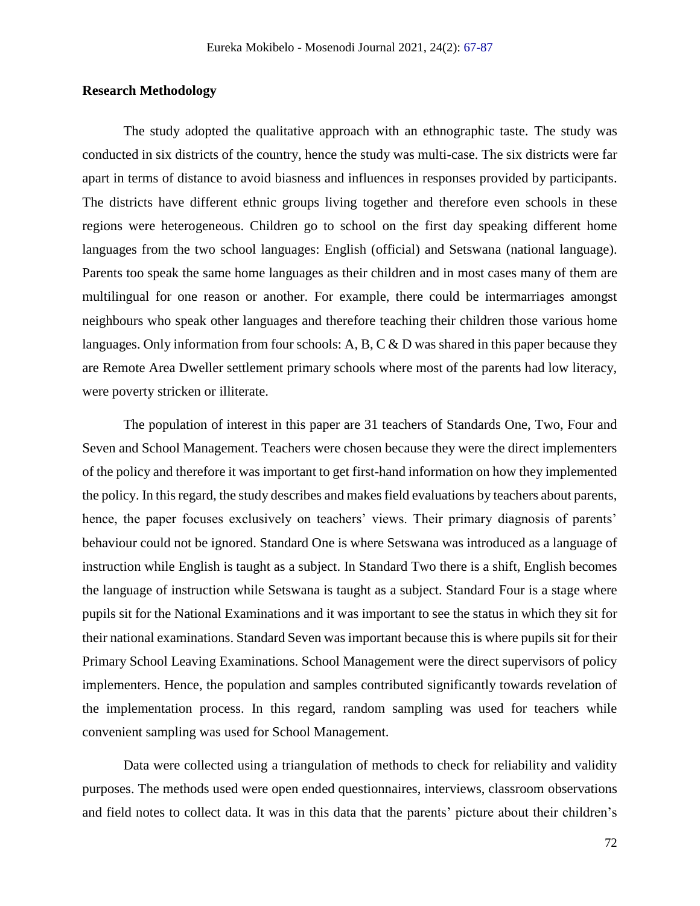## Research Methodology

The study adopted the qualitative approach with an ethnographic taste. The study was conducted in six districts of the country, hence the study was multi-case. The six districts were far apart in terms of distance to avoid biasness and influences in responses provided by participants. The districts have different ethnic groups living together and therefore even schools in these regions were heterogeneous. Children go to school on the first day speaking different home languages from the two school languages: English (official) and Setswana (national language). Parents too speak the same home languages as their children and in most cases many of them are multilingual for one reason or another. For example, there could be intermarriages amongst neighbours who speak other languages and therefore teaching their children those various home languages. Only information from four schools: A, B, C & D was shared in this paper because they are Remote Area Dweller settlement primary schools where most of the parents had low literacy, were poverty stricken or illiterate.

The population of interest in this paper are 31 teachers of Standards One, Two, Four and Seven and School Management. Teachers were chosen because they were the direct implementers of the policy and therefore it was important to get first-hand information on how they implemented the policy. In this regard, the study describes and makes field evaluations by teachers about parents, hence, the paper focuses exclusively on teachers' views. Their primary diagnosis of parents' behaviour could not be ignored. Standard One is where Setswana was introduced as a language of instruction while English is taught as a subject. In Standard Two there is a shift, English becomes the language of instruction while Setswana is taught as a subject. Standard Four is a stage where pupils sit for the National Examinations and it was important to see the status in which they sit for their national examinations. Standard Seven was important because this is where pupils sit for their Primary School Leaving Examinations. School Management were the direct supervisors of policy implementers. Hence, the population and samples contributed significantly towards revelation of the implementation process. In this regard, random sampling was used for teachers while convenient sampling was used for School Management.

Data were collected using a triangulation of methods to check for reliability and validity purposes. The methods used were open ended questionnaires, interviews, classroom observations and field notes to collect data. It was in this data that the parents' picture about their children's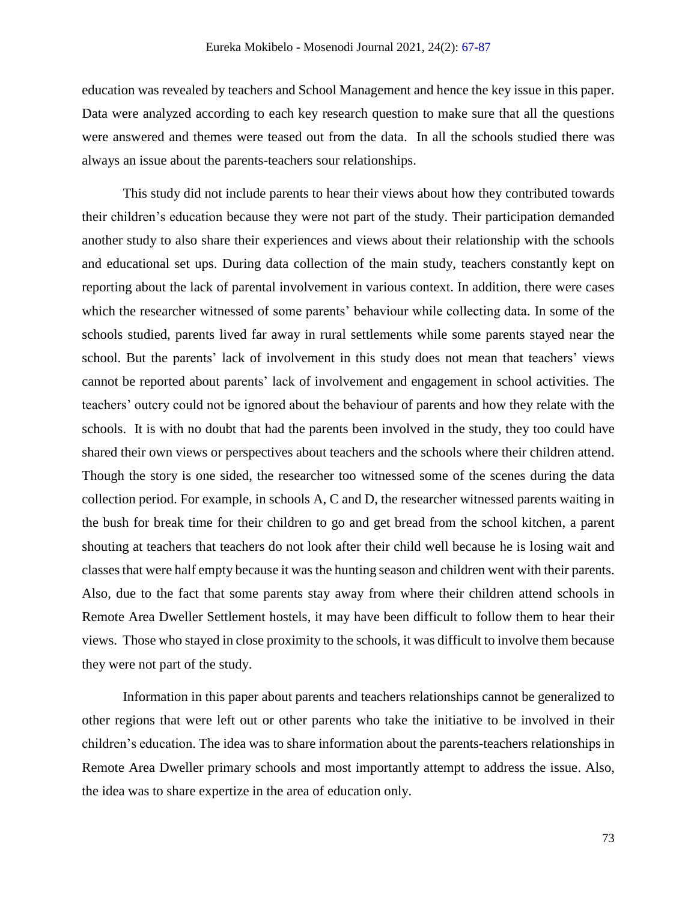education was revealed by teachers and School Management and hence the key issue in this paper. Data were analyzed according to each key research question to make sure that all the questions were answered and themes were teased out from the data. In all the schools studied there was always an issue about the parents-teachers sour relationships.

This study did not include parents to hear their views about how they contributed towards their children's education because they were not part of the study. Their participation demanded another study to also share their experiences and views about their relationship with the schools and educational set ups. During data collection of the main study, teachers constantly kept on reporting about the lack of parental involvement in various context. In addition, there were cases which the researcher witnessed of some parents' behaviour while collecting data. In some of the schools studied, parents lived far away in rural settlements while some parents stayed near the school. But the parents' lack of involvement in this study does not mean that teachers' views cannot be reported about parents' lack of involvement and engagement in school activities. The teachers' outcry could not be ignored about the behaviour of parents and how they relate with the schools. It is with no doubt that had the parents been involved in the study, they too could have shared their own views or perspectives about teachers and the schools where their children attend. Though the story is one sided, the researcher too witnessed some of the scenes during the data collection period. For example, in schools A, C and D, the researcher witnessed parents waiting in the bush for break time for their children to go and get bread from the school kitchen, a parent shouting at teachers that teachers do not look after their child well because he is losing wait and classes that were half empty because it was the hunting season and children went with their parents. Also, due to the fact that some parents stay away from where their children attend schools in Remote Area Dweller Settlement hostels, it may have been difficult to follow them to hear their views. Those who stayed in close proximity to the schools, it was difficult to involve them because they were not part of the study.

Information in this paper about parents and teachers relationships cannot be generalized to other regions that were left out or other parents who take the initiative to be involved in their children's education. The idea was to share information about the parents-teachers relationships in Remote Area Dweller primary schools and most importantly attempt to address the issue. Also, the idea was to share expertize in the area of education only.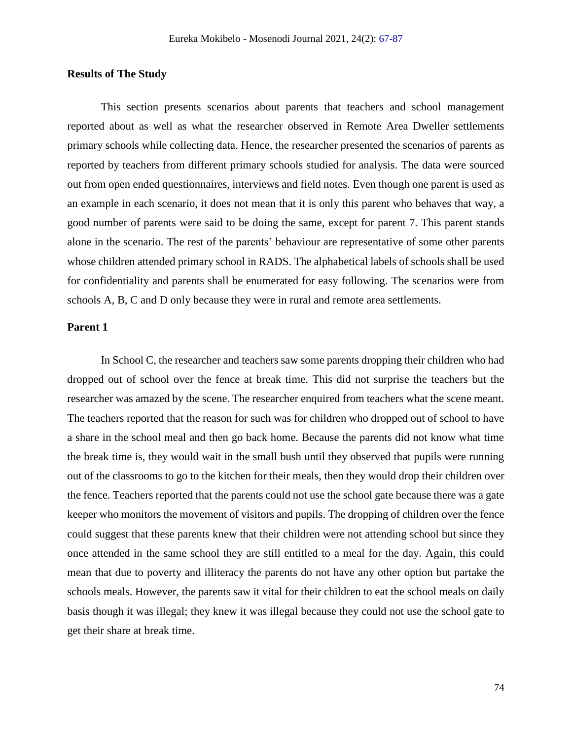## Results of The Study

This section presents scenarios about parents that teachers and school management reported about as well as what the researcher observed in Remote Area Dweller settlements primary schools while collecting data. Hence, the researcher presented the scenarios of parents as reported by teachers from different primary schools studied for analysis. The data were sourced out from open ended questionnaires, interviews and field notes. Even though one parent is used as an example in each scenario, it does not mean that it is only this parent who behaves that way, a good number of parents were said to be doing the same, except for parent 7. This parent stands alone in the scenario. The rest of the parents' behaviour are representative of some other parents whose children attended primary school in RADS. The alphabetical labels of schools shall be used for confidentiality and parents shall be enumerated for easy following. The scenarios were from schools A, B, C and D only because they were in rural and remote area settlements.

### Parent 1

In School C, the researcher and teachers saw some parents dropping their children who had dropped out of school over the fence at break time. This did not surprise the teachers but the researcher was amazed by the scene. The researcher enquired from teachers what the scene meant. The teachers reported that the reason for such was for children who dropped out of school to have a share in the school meal and then go back home. Because the parents did not know what time the break time is, they would wait in the small bush until they observed that pupils were running out of the classrooms to go to the kitchen for their meals, then they would drop their children over the fence. Teachers reported that the parents could not use the school gate because there was a gate keeper who monitors the movement of visitors and pupils. The dropping of children over the fence could suggest that these parents knew that their children were not attending school but since they once attended in the same school they are still entitled to a meal for the day. Again, this could mean that due to poverty and illiteracy the parents do not have any other option but partake the schools meals. However, the parents saw it vital for their children to eat the school meals on daily basis though it was illegal; they knew it was illegal because they could not use the school gate to get their share at break time.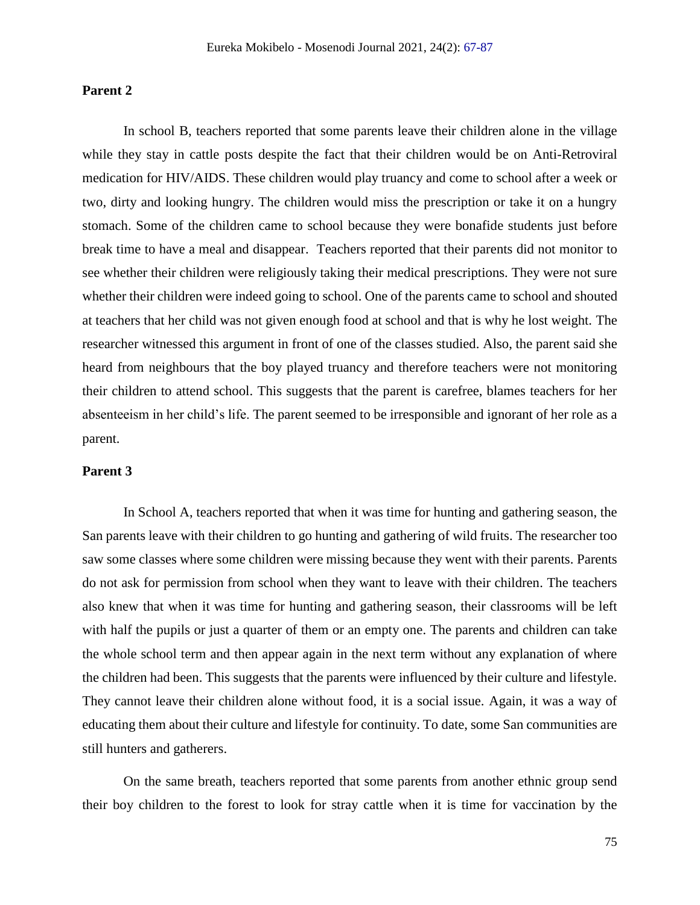**Parent 2**

In school B, teachers reported that some parents leave their children alone in the village while they stay in cattle posts despite the fact that their children would be on Anti-Retroviral medication for HIV/AIDS. These children would play truancy and come to school after a week or two, dirty and looking hungry. The children would miss the prescription or take it on a hungry stomach. Some of the children came to school because they were bonafide students just before break time to have a meal and disappear. Teachers reported that their parents did not monitor to see whether their children were religiously taking their medical prescriptions. They were not sure whether their children were indeed going to school. One of the parents came to school and shouted at teachers that her child was not given enough food at school and that is why he lost weight. The researcher witnessed this argument in front of one of the classes studied. Also, the parent said she heard from neighbours that the boy played truancy and therefore teachers were not monitoring their children to attend school. This suggests that the parent is carefree, blames teachers for her absenteeism in her child's life. The parent seemed to be irresponsible and ignorant of her role as a parent.

**Parent 3**

In School A, teachers reported that when it was time for hunting and gathering season, the San parents leave with their children to go hunting and gathering of wild fruits. The researcher too saw some classes where some children were missing because they went with their parents. Parents do not ask for permission from school when they want to leave with their children. The teachers also knew that when it was time for hunting and gathering season, their classrooms will be left with half the pupils or just a quarter of them or an empty one. The parents and children can take the whole school term and then appear again in the next term without any explanation of where the children had been. This suggests that the parents were influenced by their culture and lifestyle. They cannot leave their children alone without food, it is a social issue. Again, it was a way of educating them about their culture and lifestyle for continuity. To date, some San communities are still hunters and gatherers.

On the same breath, teachers reported that some parents from another ethnic group send their boy children to the forest to look for stray cattle when it is time for vaccination by the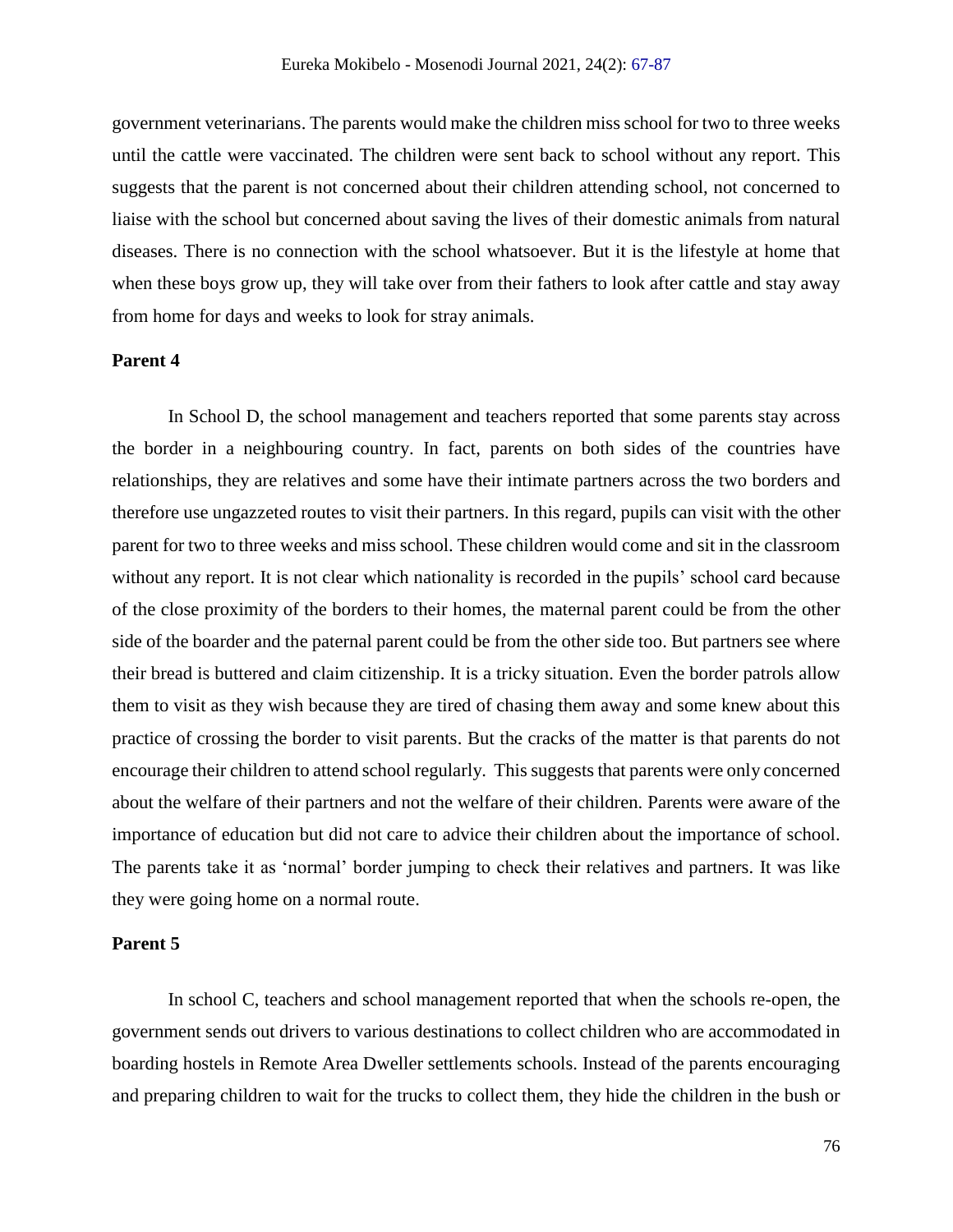government veterinarians. The parents would make the children miss school for two to three weeks until the cattle were vaccinated. The children were sent back to school without any report. This suggests that the parent is not concerned about their children attending school, not concerned to liaise with the school but concerned about saving the lives of their domestic animals from natural diseases. There is no connection with the school whatsoever. But it is the lifestyle at home that when these boys grow up, they will take over from their fathers to look after cattle and stay away from home for days and weeks to look for stray animals.

**Parent 4**

In School D, the school management and teachers reported that some parents stay across the border in a neighbouring country. In fact, parents on both sides of the countries have relationships, they are relatives and some have their intimate partners across the two borders and therefore use ungazzeted routes to visit their partners. In this regard, pupils can visit with the other parent for two to three weeks and miss school. These children would come and sit in the classroom without any report. It is not clear which nationality is recorded in the pupils' school card because of the close proximity of the borders to their homes, the maternal parent could be from the other side of the boarder and the paternal parent could be from the other side too. But partners see where their bread is buttered and claim citizenship. It is a tricky situation. Even the border patrols allow them to visit as they wish because they are tired of chasing them away and some knew about this practice of crossing the border to visit parents. But the cracks of the matter is that parents do not encourage their children to attend school regularly. This suggests that parents were only concerned about the welfare of their partners and not the welfare of their children. Parents were aware of the importance of education but did not care to advice their children about the importance of school. The parents take it as 'normal' border jumping to check their relatives and partners. It was like they were going home on a normal route.

**Parent 5**

In school C, teachers and school management reported that when the schools re-open, the government sends out drivers to various destinations to collect children who are accommodated in boarding hostels in Remote Area Dweller settlements schools. Instead of the parents encouraging and preparing children to wait for the trucks to collect them, they hide the children in the bush or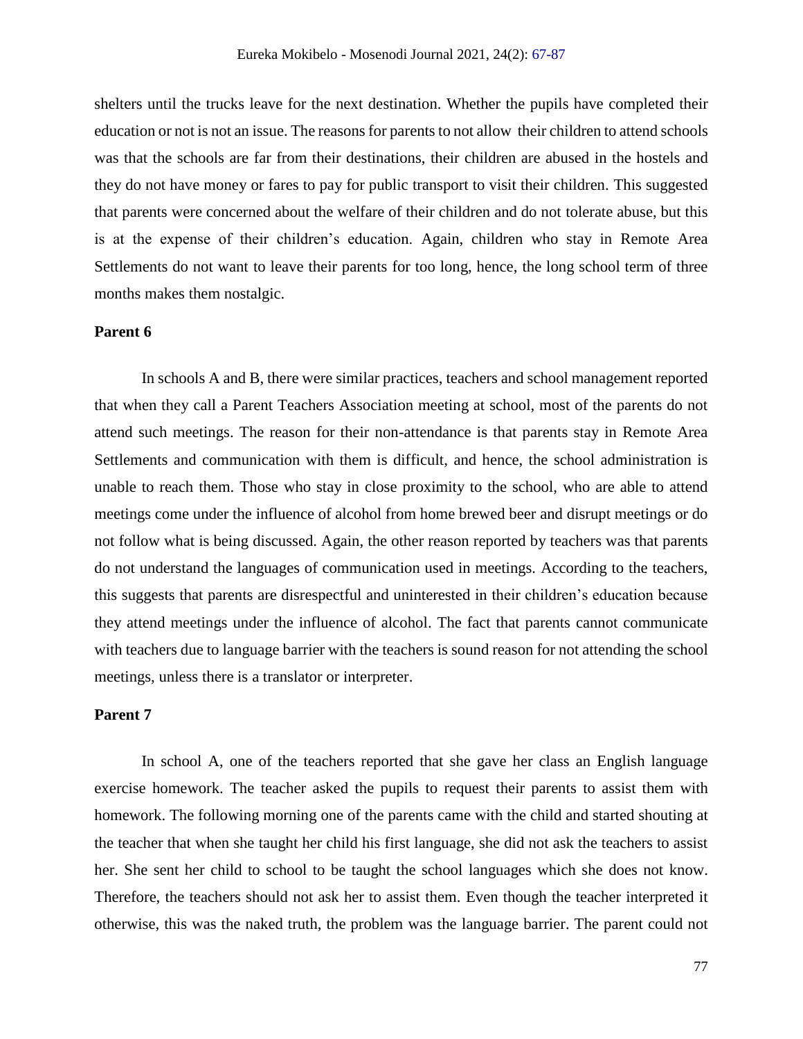shelters until the trucks leave for the next destination. Whether the pupils have completed their education or not is not an issue. The reasons for parents to not allow their children to attend schools was that the schools are far from their destinations, their children are abused in the hostels and they do not have money or fares to pay for public transport to visit their children. This suggested that parents were concerned about the welfare of their children and do not tolerate abuse, but this is at the expense of their children's education. Again, children who stay in Remote Area Settlements do not want to leave their parents for too long, hence, the long school term of three months makes them nostalgic.

**Parent 6**

In schools A and B, there were similar practices, teachers and school management reported that when they call a Parent Teachers Association meeting at school, most of the parents do not attend such meetings. The reason for their non-attendance is that parents stay in Remote Area Settlements and communication with them is difficult, and hence, the school administration is unable to reach them. Those who stay in close proximity to the school, who are able to attend meetings come under the influence of alcohol from home brewed beer and disrupt meetings or do not follow what is being discussed. Again, the other reason reported by teachers was that parents do not understand the languages of communication used in meetings. According to the teachers, this suggests that parents are disrespectful and uninterested in their children's education because they attend meetings under the influence of alcohol. The fact that parents cannot communicate with teachers due to language barrier with the teachers is sound reason for not attending the school meetings, unless there is a translator or interpreter.

**Parent 7**

In school A, one of the teachers reported that she gave her class an English language exercise homework. The teacher asked the pupils to request their parents to assist them with homework. The following morning one of the parents came with the child and started shouting at the teacher that when she taught her child his first language, she did not ask the teachers to assist her. She sent her child to school to be taught the school languages which she does not know. Therefore, the teachers should not ask her to assist them. Even though the teacher interpreted it otherwise, this was the naked truth, the problem was the language barrier. The parent could not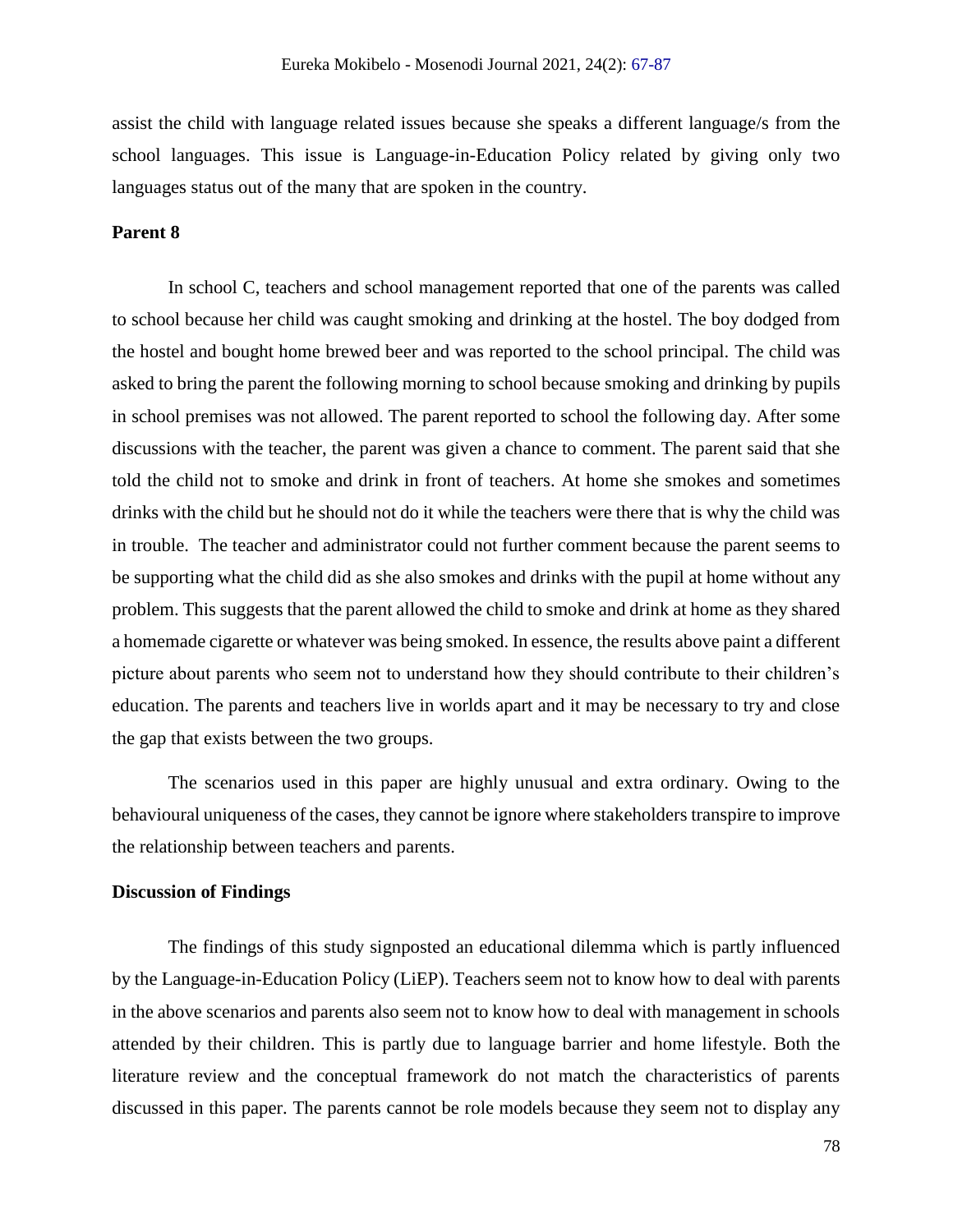assist the child with language related issues because she speaks a different language/s from the school languages. This issue is Language-in-Education Policy related by giving only two languages status out of the many that are spoken in the country.

**Parent 8**

In school C, teachers and school management reported that one of the parents was called to school because her child was caught smoking and drinking at the hostel. The boy dodged from the hostel and bought home brewed beer and was reported to the school principal. The child was asked to bring the parent the following morning to school because smoking and drinking by pupils in school premises was not allowed. The parent reported to school the following day. After some discussions with the teacher, the parent was given a chance to comment. The parent said that she told the child not to smoke and drink in front of teachers. At home she smokes and sometimes drinks with the child but he should not do it while the teachers were there that is why the child was in trouble. The teacher and administrator could not further comment because the parent seems to be supporting what the child did as she also smokes and drinks with the pupil at home without any problem. This suggests that the parent allowed the child to smoke and drink at home as they shared a homemade cigarette or whatever was being smoked. In essence, the results above paint a different picture about parents who seem not to understand how they should contribute to their children's education. The parents and teachers live in worlds apart and it may be necessary to try and close the gap that exists between the two groups.

The scenarios used in this paper are highly unusual and extra ordinary. Owing to the behavioural uniqueness of the cases, they cannot be ignore where stakeholders transpire to improve the relationship between teachers and parents.

**Discussion of Findings**

The findings of this study signposted an educational dilemma which is partly influenced by the Language-in-Education Policy (LiEP). Teachers seem not to know how to deal with parents in the above scenarios and parents also seem not to know how to deal with management in schools attended by their children. This is partly due to language barrier and home lifestyle. Both the literature review and the conceptual framework do not match the characteristics of parents discussed in this paper. The parents cannot be role models because they seem not to display any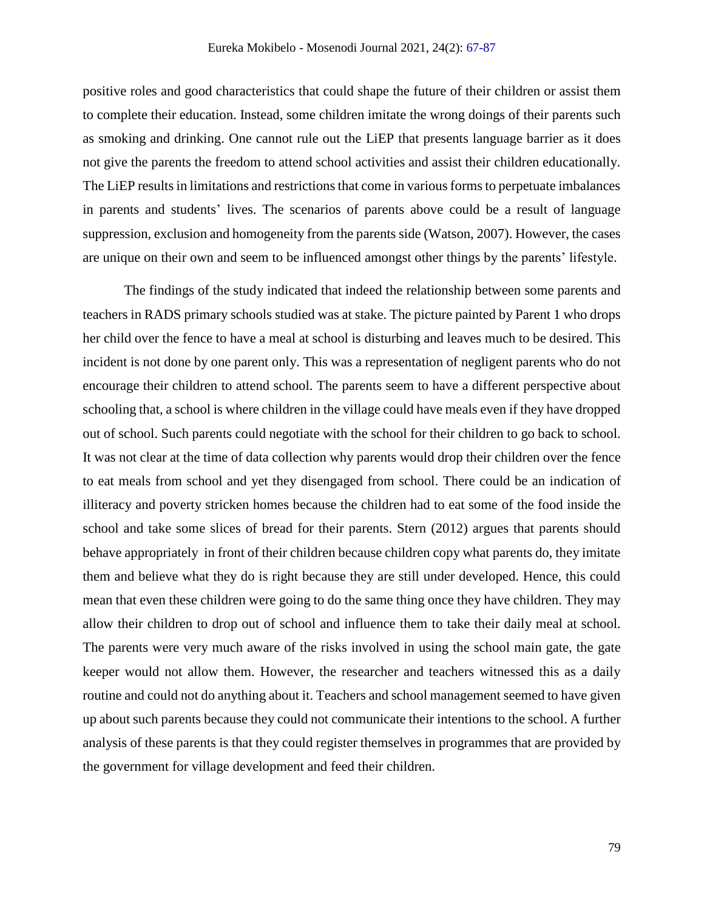positive roles and good characteristics that could shape the future of their children or assist them to complete their education. Instead, some children imitate the wrong doings of their parents such as smoking and drinking. One cannot rule out the LiEP that presents language barrier as it does not give the parents the freedom to attend school activities and assist their children educationally. The LiEP results in limitations and restrictions that come in various forms to perpetuate imbalances in parents and students' lives. The scenarios of parents above could be a result of language suppression, exclusion and homogeneity from the parents side (Watson, 2007). However, the cases are unique on their own and seem to be influenced amongst other things by the parents' lifestyle.

The findings of the study indicated that indeed the relationship between some parents and teachers in RADS primary schools studied was at stake. The picture painted by Parent 1 who drops her child over the fence to have a meal at school is disturbing and leaves much to be desired. This incident is not done by one parent only. This was a representation of negligent parents who do not encourage their children to attend school. The parents seem to have a different perspective about schooling that, a school is where children in the village could have meals even if they have dropped out of school. Such parents could negotiate with the school for their children to go back to school. It was not clear at the time of data collection why parents would drop their children over the fence to eat meals from school and yet they disengaged from school. There could be an indication of illiteracy and poverty stricken homes because the children had to eat some of the food inside the school and take some slices of bread for their parents. Stern (2012) argues that parents should behave appropriately in front of their children because children copy what parents do, they imitate them and believe what they do is right because they are still under developed. Hence, this could mean that even these children were going to do the same thing once they have children. They may allow their children to drop out of school and influence them to take their daily meal at school. The parents were very much aware of the risks involved in using the school main gate, the gate keeper would not allow them. However, the researcher and teachers witnessed this as a daily routine and could not do anything about it. Teachers and school management seemed to have given up about such parents because they could not communicate their intentions to the school. A further analysis of these parents is that they could register themselves in programmes that are provided by the government for village development and feed their children.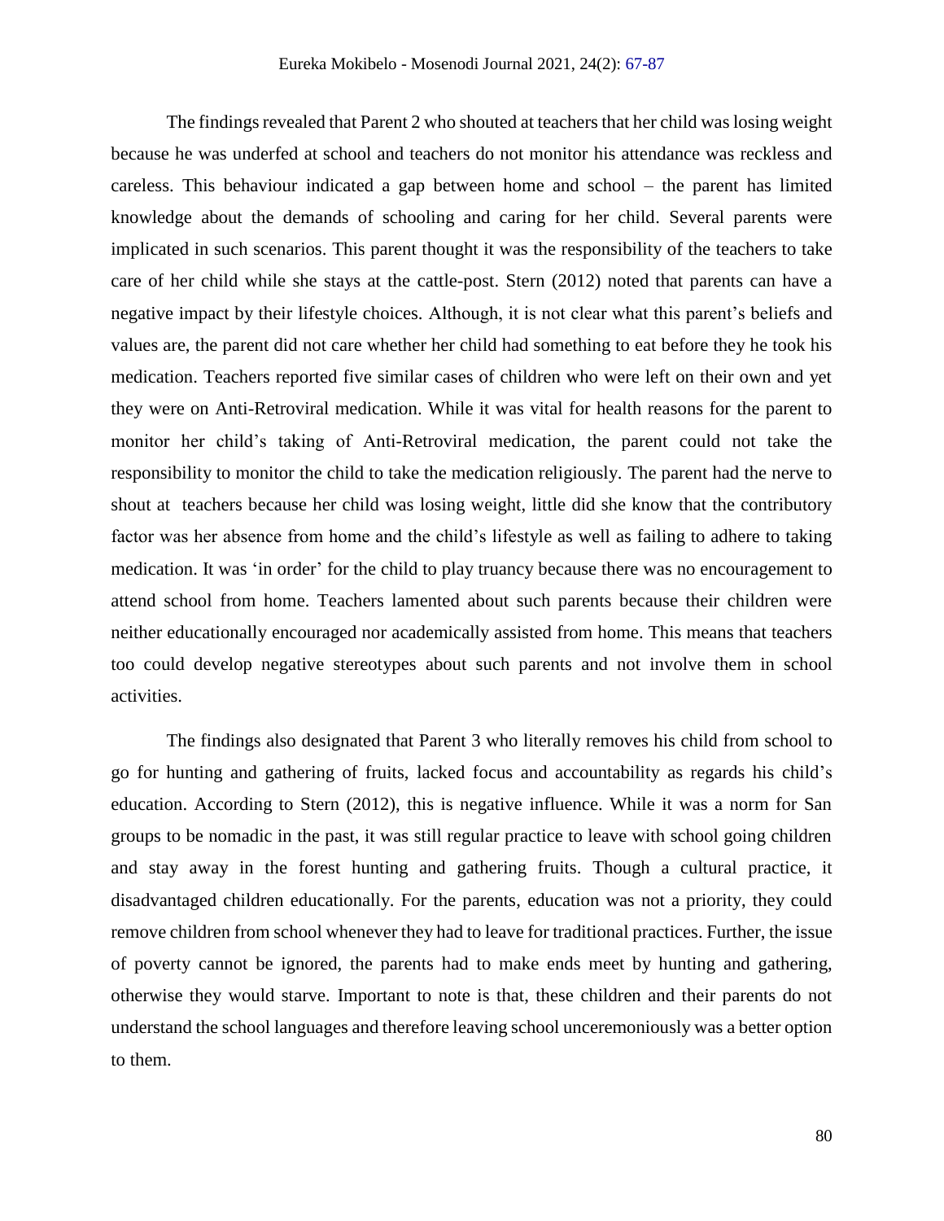The findings revealed that Parent 2 who shouted at teachers that her child was losing weight because he was underfed at school and teachers do not monitor his attendance was reckless and careless. This behaviour indicated a gap between home and school – the parent has limited knowledge about the demands of schooling and caring for her child. Several parents were implicated in such scenarios. This parent thought it was the responsibility of the teachers to take care of her child while she stays at the cattle-post. Stern (2012) noted that parents can have a negative impact by their lifestyle choices. Although, it is not clear what this parent's beliefs and values are, the parent did not care whether her child had something to eat before they he took his medication. Teachers reported five similar cases of children who were left on their own and yet they were on Anti-Retroviral medication. While it was vital for health reasons for the parent to monitor her child's taking of Anti-Retroviral medication, the parent could not take the responsibility to monitor the child to take the medication religiously. The parent had the nerve to shout at teachers because her child was losing weight, little did she know that the contributory factor was her absence from home and the child's lifestyle as well as failing to adhere to taking medication. It was 'in order' for the child to play truancy because there was no encouragement to attend school from home. Teachers lamented about such parents because their children were neither educationally encouraged nor academically assisted from home. This means that teachers too could develop negative stereotypes about such parents and not involve them in school activities.

The findings also designated that Parent 3 who literally removes his child from school to go for hunting and gathering of fruits, lacked focus and accountability as regards his child's education. According to Stern (2012), this is negative influence. While it was a norm for San groups to be nomadic in the past, it was still regular practice to leave with school going children and stay away in the forest hunting and gathering fruits. Though a cultural practice, it disadvantaged children educationally. For the parents, education was not a priority, they could remove children from school whenever they had to leave for traditional practices. Further, the issue of poverty cannot be ignored, the parents had to make ends meet by hunting and gathering, otherwise they would starve. Important to note is that, these children and their parents do not understand the school languages and therefore leaving school unceremoniously was a better option to them.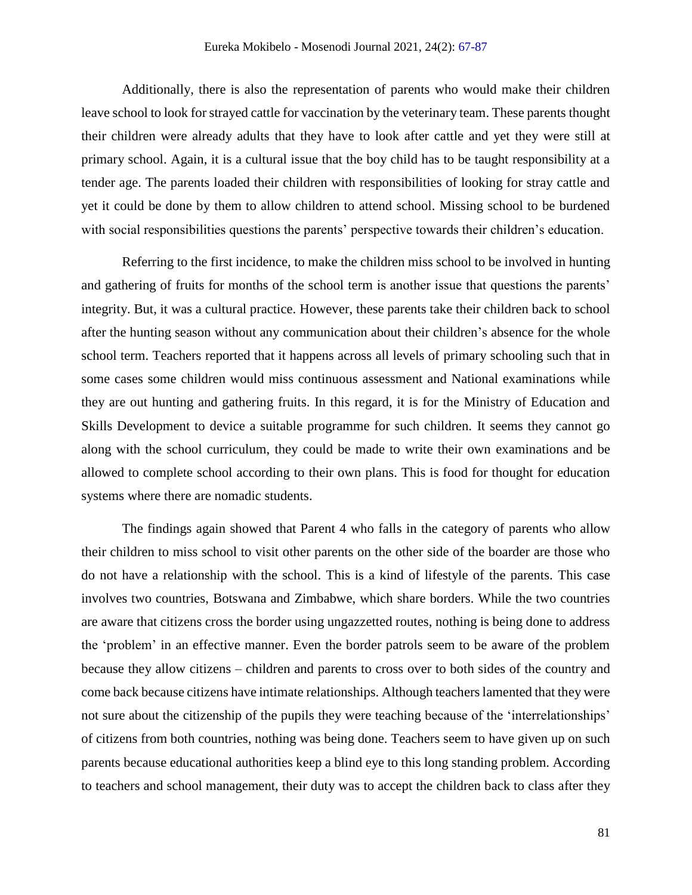Additionally, there is also the representation of parents who would make their children leave school to look for strayed cattle for vaccination by the veterinary team. These parents thought their children were already adults that they have to look after cattle and yet they were still at primary school. Again, it is a cultural issue that the boy child has to be taught responsibility at a tender age. The parents loaded their children with responsibilities of looking for stray cattle and yet it could be done by them to allow children to attend school. Missing school to be burdened with social responsibilities questions the parents' perspective towards their children's education.

Referring to the first incidence, to make the children miss school to be involved in hunting and gathering of fruits for months of the school term is another issue that questions the parents' integrity. But, it was a cultural practice. However, these parents take their children back to school after the hunting season without any communication about their children's absence for the whole school term. Teachers reported that it happens across all levels of primary schooling such that in some cases some children would miss continuous assessment and National examinations while they are out hunting and gathering fruits. In this regard, it is for the Ministry of Education and Skills Development to device a suitable programme for such children. It seems they cannot go along with the school curriculum, they could be made to write their own examinations and be allowed to complete school according to their own plans. This is food for thought for education systems where there are nomadic students.

The findings again showed that Parent 4 who falls in the category of parents who allow their children to miss school to visit other parents on the other side of the boarder are those who do not have a relationship with the school. This is a kind of lifestyle of the parents. This case involves two countries, Botswana and Zimbabwe, which share borders. While the two countries are aware that citizens cross the border using ungazzetted routes, nothing is being done to address the 'problem' in an effective manner. Even the border patrols seem to be aware of the problem because they allow citizens – children and parents to cross over to both sides of the country and come back because citizens have intimate relationships. Although teachers lamented that they were not sure about the citizenship of the pupils they were teaching because of the 'interrelationships' of citizens from both countries, nothing was being done. Teachers seem to have given up on such parents because educational authorities keep a blind eye to this long standing problem. According to teachers and school management, their duty was to accept the children back to class after they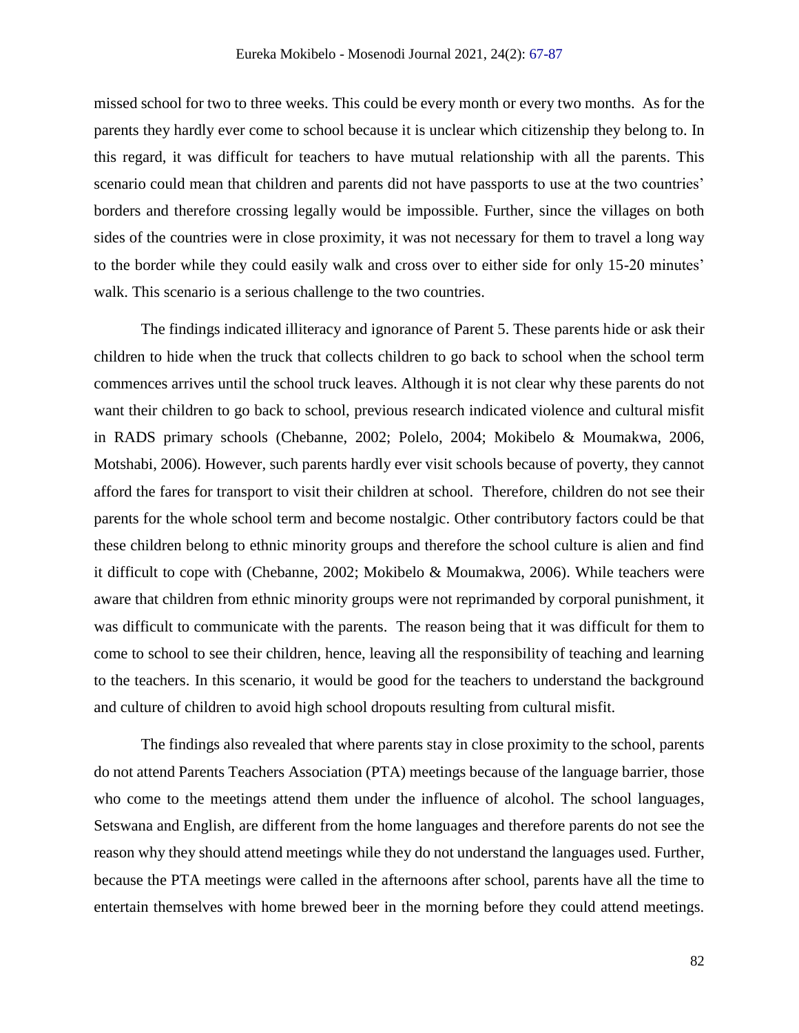missed school for two to three weeks. This could be every month or every two months. As for the parents they hardly ever come to school because it is unclear which citizenship they belong to. In this regard, it was difficult for teachers to have mutual relationship with all the parents. This scenario could mean that children and parents did not have passports to use at the two countries' borders and therefore crossing legally would be impossible. Further, since the villages on both sides of the countries were in close proximity, it was not necessary for them to travel a long way to the border while they could easily walk and cross over to either side for only 15-20 minutes' walk. This scenario is a serious challenge to the two countries.

The findings indicated illiteracy and ignorance of Parent 5. These parents hide or ask their children to hide when the truck that collects children to go back to school when the school term commences arrives until the school truck leaves. Although it is not clear why these parents do not want their children to go back to school, previous research indicated violence and cultural misfit in RADS primary schools (Chebanne, 2002; Polelo, 2004; Mokibelo & Moumakwa, 2006, Motshabi, 2006). However, such parents hardly ever visit schools because of poverty, they cannot afford the fares for transport to visit their children at school. Therefore, children do not see their parents for the whole school term and become nostalgic. Other contributory factors could be that these children belong to ethnic minority groups and therefore the school culture is alien and find it difficult to cope with (Chebanne, 2002; Mokibelo & Moumakwa, 2006). While teachers were aware that children from ethnic minority groups were not reprimanded by corporal punishment, it was difficult to communicate with the parents. The reason being that it was difficult for them to come to school to see their children, hence, leaving all the responsibility of teaching and learning to the teachers. In this scenario, it would be good for the teachers to understand the background and culture of children to avoid high school dropouts resulting from cultural misfit.

The findings also revealed that where parents stay in close proximity to the school, parents do not attend Parents Teachers Association (PTA) meetings because of the language barrier, those who come to the meetings attend them under the influence of alcohol. The school languages, Setswana and English, are different from the home languages and therefore parents do not see the reason why they should attend meetings while they do not understand the languages used. Further, because the PTA meetings were called in the afternoons after school, parents have all the time to entertain themselves with home brewed beer in the morning before they could attend meetings.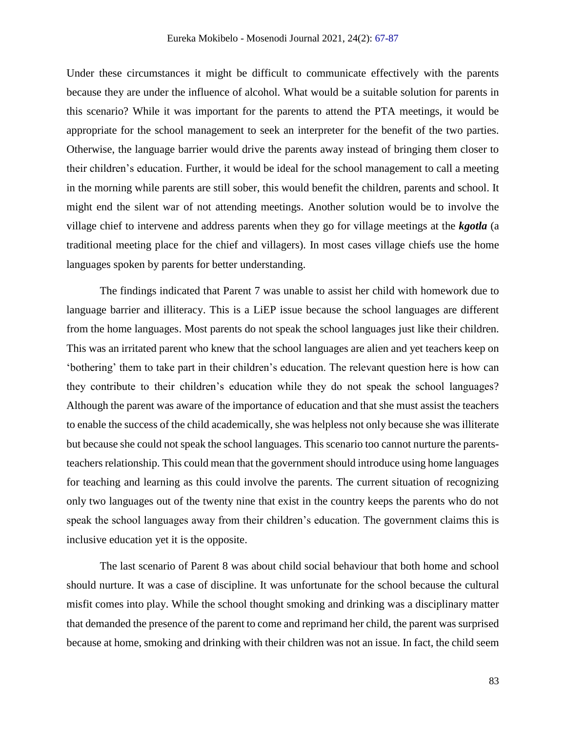Under these circumstances it might be difficult to communicate effectively with the parents because they are under the influence of alcohol. What would be a suitable solution for parents in this scenario? While it was important for the parents to attend the PTA meetings, it would be appropriate for the school management to seek an interpreter for the benefit of the two parties. Otherwise, the language barrier would drive the parents away instead of bringing them closer to their children's education. Further, it would be ideal for the school management to call a meeting in the morning while parents are still sober, this would benefit the children, parents and school. It might end the silent war of not attending meetings. Another solution would be to involve the village chief to intervene and address parents when they go for village meetings at the ***kgotla*** (a traditional meeting place for the chief and villagers). In most cases village chiefs use the home languages spoken by parents for better understanding.

The findings indicated that Parent 7 was unable to assist her child with homework due to language barrier and illiteracy. This is a LiEP issue because the school languages are different from the home languages. Most parents do not speak the school languages just like their children. This was an irritated parent who knew that the school languages are alien and yet teachers keep on 'bothering' them to take part in their children's education. The relevant question here is how can they contribute to their children's education while they do not speak the school languages? Although the parent was aware of the importance of education and that she must assist the teachers to enable the success of the child academically, she was helpless not only because she was illiterate but because she could not speak the school languages. This scenario too cannot nurture the parents-teachers relationship. This could mean that the government should introduce using home languages for teaching and learning as this could involve the parents. The current situation of recognizing only two languages out of the twenty nine that exist in the country keeps the parents who do not speak the school languages away from their children's education. The government claims this is inclusive education yet it is the opposite.

The last scenario of Parent 8 was about child social behaviour that both home and school should nurture. It was a case of discipline. It was unfortunate for the school because the cultural misfit comes into play. While the school thought smoking and drinking was a disciplinary matter that demanded the presence of the parent to come and reprimand her child, the parent was surprised because at home, smoking and drinking with their children was not an issue. In fact, the child seem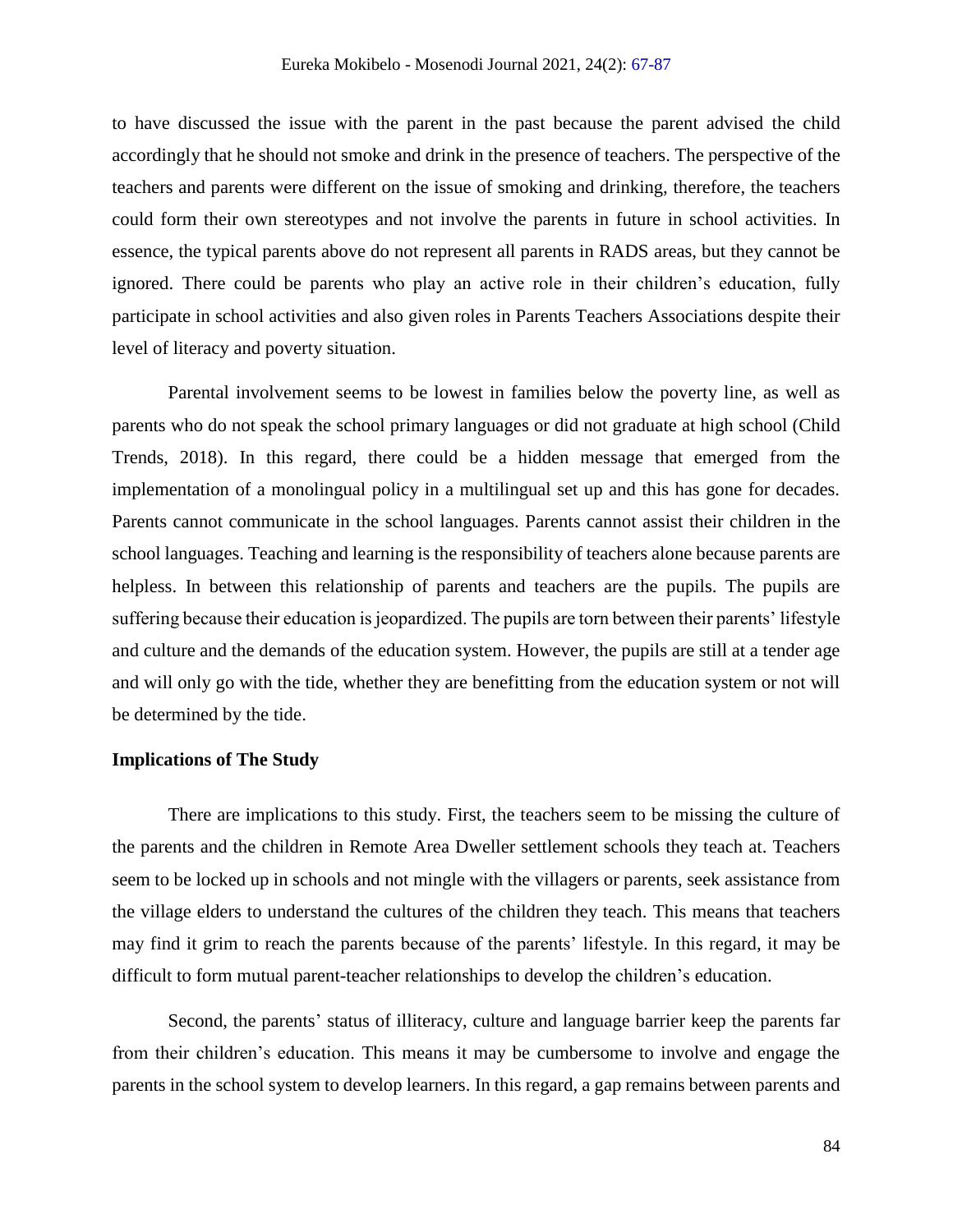to have discussed the issue with the parent in the past because the parent advised the child accordingly that he should not smoke and drink in the presence of teachers. The perspective of the teachers and parents were different on the issue of smoking and drinking, therefore, the teachers could form their own stereotypes and not involve the parents in future in school activities. In essence, the typical parents above do not represent all parents in RADS areas, but they cannot be ignored. There could be parents who play an active role in their children's education, fully participate in school activities and also given roles in Parents Teachers Associations despite their level of literacy and poverty situation.

Parental involvement seems to be lowest in families below the poverty line, as well as parents who do not speak the school primary languages or did not graduate at high school (Child Trends, 2018). In this regard, there could be a hidden message that emerged from the implementation of a monolingual policy in a multilingual set up and this has gone for decades. Parents cannot communicate in the school languages. Parents cannot assist their children in the school languages. Teaching and learning is the responsibility of teachers alone because parents are helpless. In between this relationship of parents and teachers are the pupils. The pupils are suffering because their education is jeopardized. The pupils are torn between their parents' lifestyle and culture and the demands of the education system. However, the pupils are still at a tender age and will only go with the tide, whether they are benefitting from the education system or not will be determined by the tide.

### Implications of The Study

There are implications to this study. First, the teachers seem to be missing the culture of the parents and the children in Remote Area Dweller settlement schools they teach at. Teachers seem to be locked up in schools and not mingle with the villagers or parents, seek assistance from the village elders to understand the cultures of the children they teach. This means that teachers may find it grim to reach the parents because of the parents' lifestyle. In this regard, it may be difficult to form mutual parent-teacher relationships to develop the children's education.

Second, the parents' status of illiteracy, culture and language barrier keep the parents far from their children's education. This means it may be cumbersome to involve and engage the parents in the school system to develop learners. In this regard, a gap remains between parents and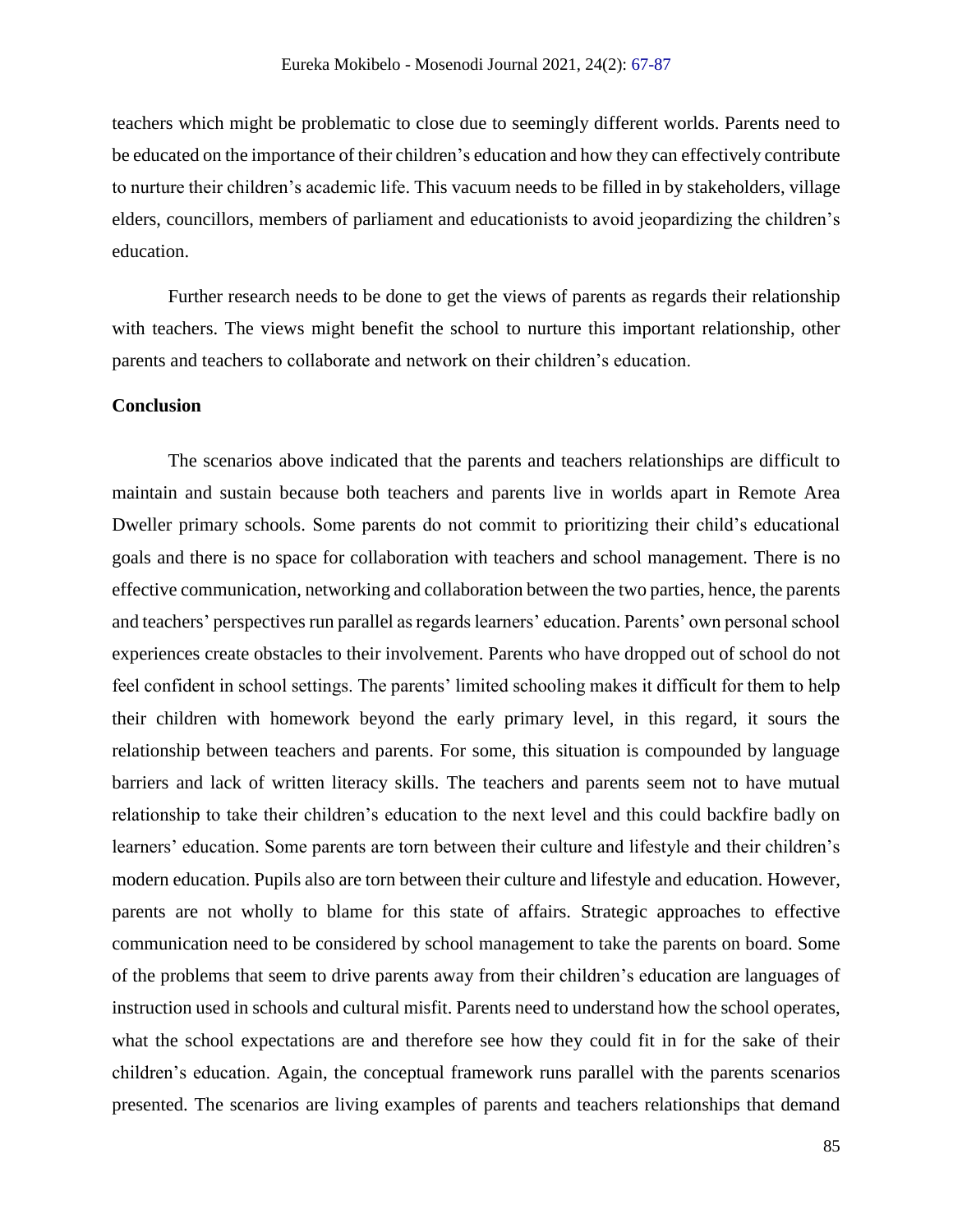teachers which might be problematic to close due to seemingly different worlds. Parents need to be educated on the importance of their children's education and how they can effectively contribute to nurture their children's academic life. This vacuum needs to be filled in by stakeholders, village elders, councillors, members of parliament and educationists to avoid jeopardizing the children's education.

Further research needs to be done to get the views of parents as regards their relationship with teachers. The views might benefit the school to nurture this important relationship, other parents and teachers to collaborate and network on their children's education.

**Conclusion**

The scenarios above indicated that the parents and teachers relationships are difficult to maintain and sustain because both teachers and parents live in worlds apart in Remote Area Dweller primary schools. Some parents do not commit to prioritizing their child's educational goals and there is no space for collaboration with teachers and school management. There is no effective communication, networking and collaboration between the two parties, hence, the parents and teachers' perspectives run parallel as regards learners' education. Parents' own personal school experiences create obstacles to their involvement. Parents who have dropped out of school do not feel confident in school settings. The parents' limited schooling makes it difficult for them to help their children with homework beyond the early primary level, in this regard, it sours the relationship between teachers and parents. For some, this situation is compounded by language barriers and lack of written literacy skills. The teachers and parents seem not to have mutual relationship to take their children's education to the next level and this could backfire badly on learners' education. Some parents are torn between their culture and lifestyle and their children's modern education. Pupils also are torn between their culture and lifestyle and education. However, parents are not wholly to blame for this state of affairs. Strategic approaches to effective communication need to be considered by school management to take the parents on board. Some of the problems that seem to drive parents away from their children's education are languages of instruction used in schools and cultural misfit. Parents need to understand how the school operates, what the school expectations are and therefore see how they could fit in for the sake of their children's education. Again, the conceptual framework runs parallel with the parents scenarios presented. The scenarios are living examples of parents and teachers relationships that demand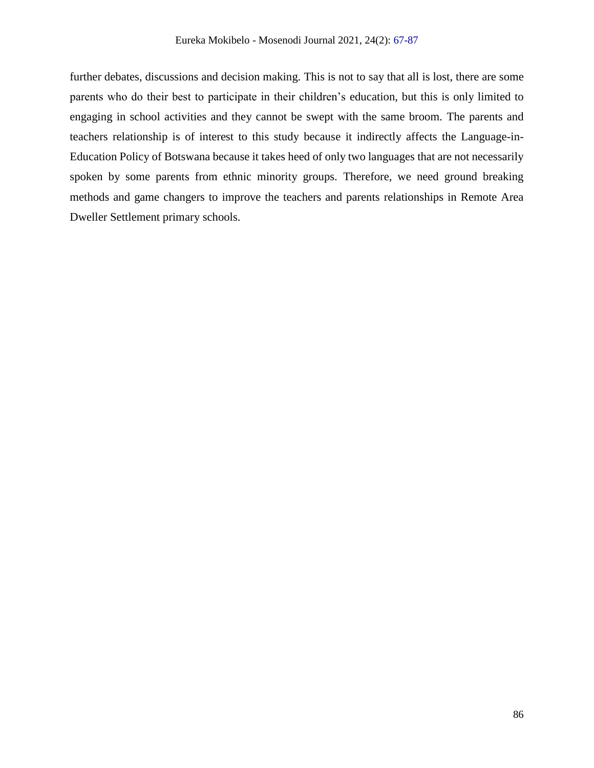further debates, discussions and decision making. This is not to say that all is lost, there are some parents who do their best to participate in their children's education, but this is only limited to engaging in school activities and they cannot be swept with the same broom. The parents and teachers relationship is of interest to this study because it indirectly affects the Language-in-Education Policy of Botswana because it takes heed of only two languages that are not necessarily spoken by some parents from ethnic minority groups. Therefore, we need ground breaking methods and game changers to improve the teachers and parents relationships in Remote Area Dweller Settlement primary schools.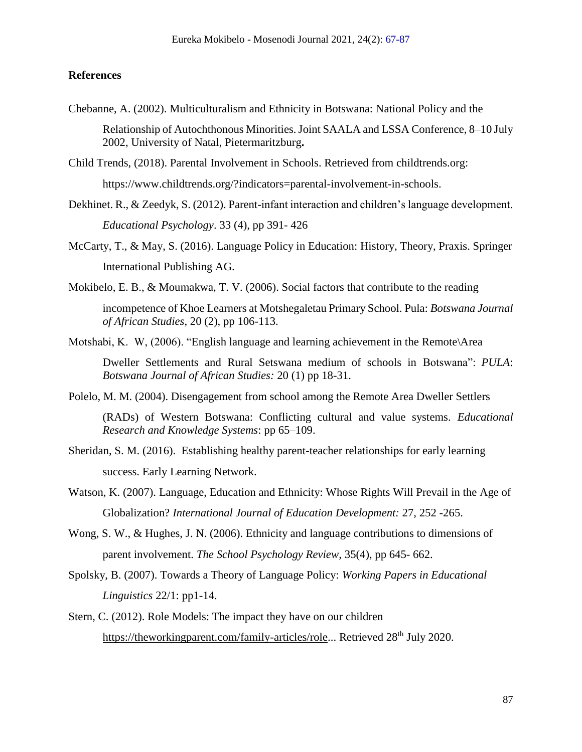## References

Chebanne, A. (2002). Multiculturalism and Ethnicity in Botswana: National Policy and the Relationship of Autochthonous Minorities. Joint SAALA and LSSA Conference, 8–10 July 2002, University of Natal, Pietermaritzburg**.**

Child Trends, (2018). Parental Involvement in Schools. Retrieved from childtrends.org: https://www.childtrends.org/?indicators=parental-involvement-in-schools.

Dekhinet. R., & Zeedyk, S. (2012). Parent-infant interaction and children's language development. *Educational Psychology*. 33 (4), pp 391- 426

McCarty, T., & May, S. (2016). Language Policy in Education: History, Theory, Praxis. Springer International Publishing AG.

Mokibelo, E. B., & Moumakwa, T. V. (2006). Social factors that contribute to the reading incompetence of Khoe Learners at Motshegaletau Primary School. Pula: *Botswana Journal of African Studies*, 20 (2), pp 106-113.

Motshabi, K. W, (2006). "English language and learning achievement in the Remote\Area Dweller Settlements and Rural Setswana medium of schools in Botswana": *PULA*: *Botswana Journal of African Studies:* 20 (1) pp 18-31.

Polelo, M. M. (2004). Disengagement from school among the Remote Area Dweller Settlers (RADs) of Western Botswana: Conflicting cultural and value systems. *Educational Research and Knowledge Systems*: pp 65–109.

Sheridan, S. M. (2016). Establishing healthy parent-teacher relationships for early learning success. Early Learning Network.

Watson, K. (2007). Language, Education and Ethnicity: Whose Rights Will Prevail in the Age of Globalization? *International Journal of Education Development:* 27, 252 -265.

Wong, S. W., & Hughes, J. N. (2006). Ethnicity and language contributions to dimensions of parent involvement. *The School Psychology Review*, 35(4), pp 645- 662.

Spolsky, B. (2007). Towards a Theory of Language Policy: *Working Papers in Educational Linguistics* 22/1: pp1-14.

Stern, C. (2012). Role Models: The impact they have on our children https://theworkingparent.com/family-articles/role... Retrieved 28th July 2020.